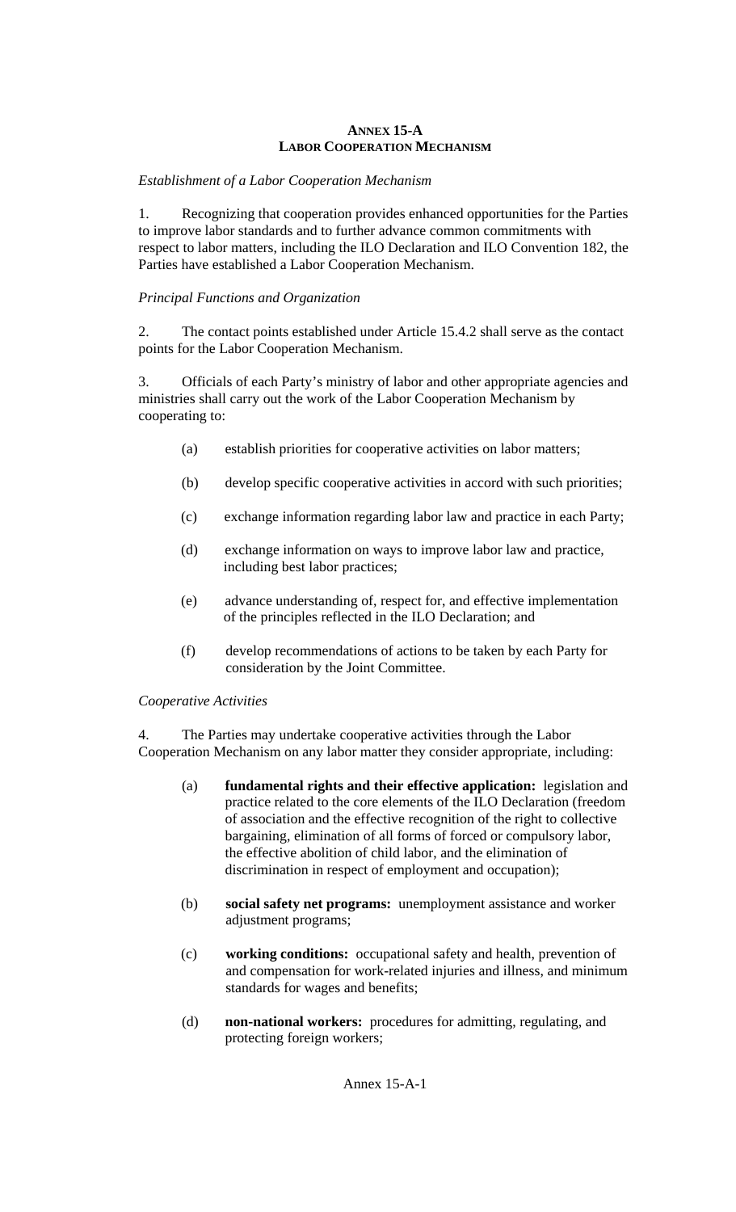# ANNEX 15-A
## LABOR COOPERATION MECHANISM

*Establishment of a Labor Cooperation Mechanism*

1. Recognizing that cooperation provides enhanced opportunities for the Parties to improve labor standards and to further advance common commitments with respect to labor matters, including the ILO Declaration and ILO Convention 182, the Parties have established a Labor Cooperation Mechanism.

*Principal Functions and Organization*

2. The contact points established under Article 15.4.2 shall serve as the contact points for the Labor Cooperation Mechanism.

3. Officials of each Party's ministry of labor and other appropriate agencies and ministries shall carry out the work of the Labor Cooperation Mechanism by cooperating to:

   (a) establish priorities for cooperative activities on labor matters;

   (b) develop specific cooperative activities in accord with such priorities;

   (c) exchange information regarding labor law and practice in each Party;

   (d) exchange information on ways to improve labor law and practice, including best labor practices;

   (e) advance understanding of, respect for, and effective implementation of the principles reflected in the ILO Declaration; and

   (f) develop recommendations of actions to be taken by each Party for consideration by the Joint Committee.

*Cooperative Activities*

4. The Parties may undertake cooperative activities through the Labor Cooperation Mechanism on any labor matter they consider appropriate, including:

   (a) **fundamental rights and their effective application:** legislation and practice related to the core elements of the ILO Declaration (freedom of association and the effective recognition of the right to collective bargaining, elimination of all forms of forced or compulsory labor, the effective abolition of child labor, and the elimination of discrimination in respect of employment and occupation);

   (b) **social safety net programs:** unemployment assistance and worker adjustment programs;

   (c) **working conditions:** occupational safety and health, prevention of and compensation for work-related injuries and illness, and minimum standards for wages and benefits;

   (d) **non-national workers:** procedures for admitting, regulating, and protecting foreign workers;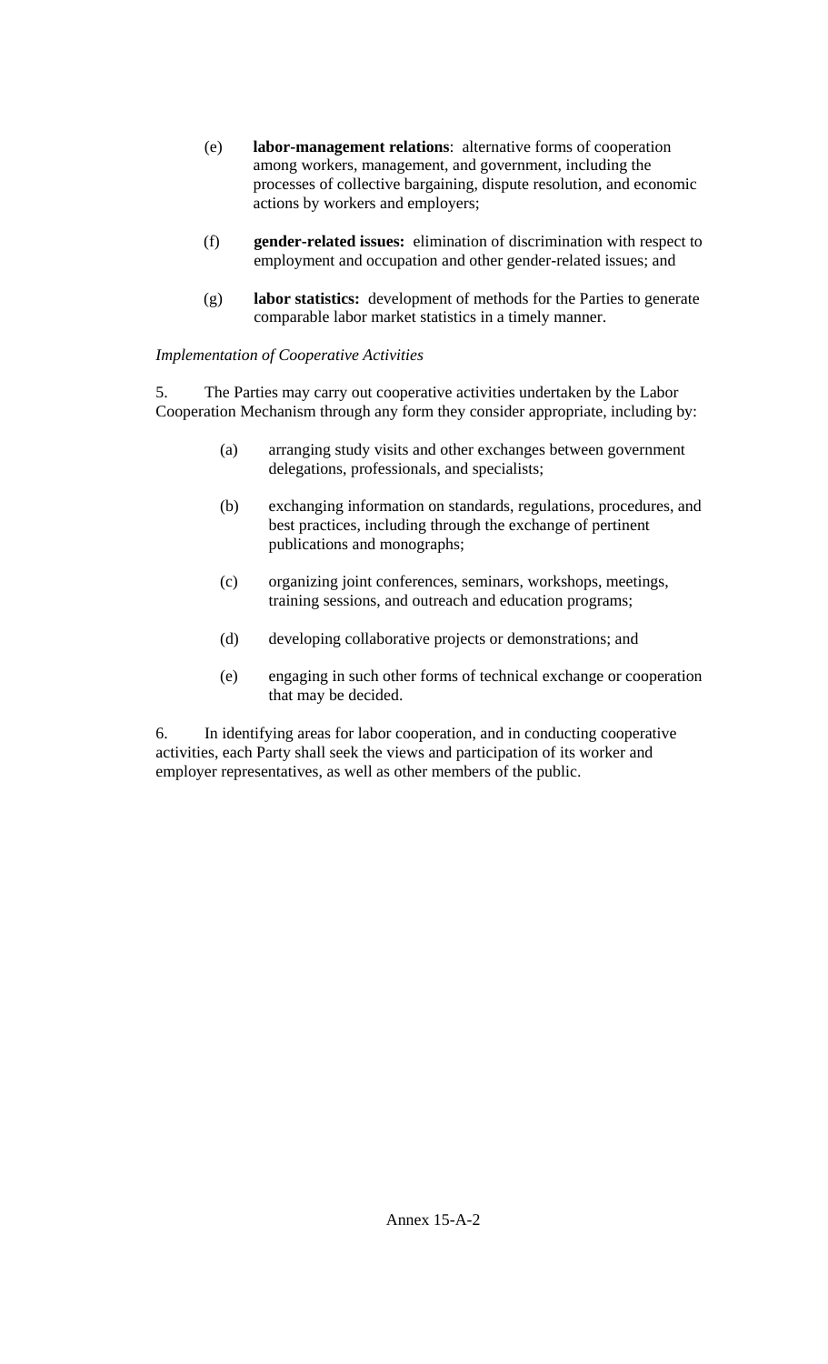(e) **labor-management relations**: alternative forms of cooperation among workers, management, and government, including the processes of collective bargaining, dispute resolution, and economic actions by workers and employers;

(f) **gender-related issues:** elimination of discrimination with respect to employment and occupation and other gender-related issues; and

(g) **labor statistics:** development of methods for the Parties to generate comparable labor market statistics in a timely manner.

*Implementation of Cooperative Activities*

5. The Parties may carry out cooperative activities undertaken by the Labor Cooperation Mechanism through any form they consider appropriate, including by:

(a) arranging study visits and other exchanges between government delegations, professionals, and specialists;

(b) exchanging information on standards, regulations, procedures, and best practices, including through the exchange of pertinent publications and monographs;

(c) organizing joint conferences, seminars, workshops, meetings, training sessions, and outreach and education programs;

(d) developing collaborative projects or demonstrations; and

(e) engaging in such other forms of technical exchange or cooperation that may be decided.

6. In identifying areas for labor cooperation, and in conducting cooperative activities, each Party shall seek the views and participation of its worker and employer representatives, as well as other members of the public.